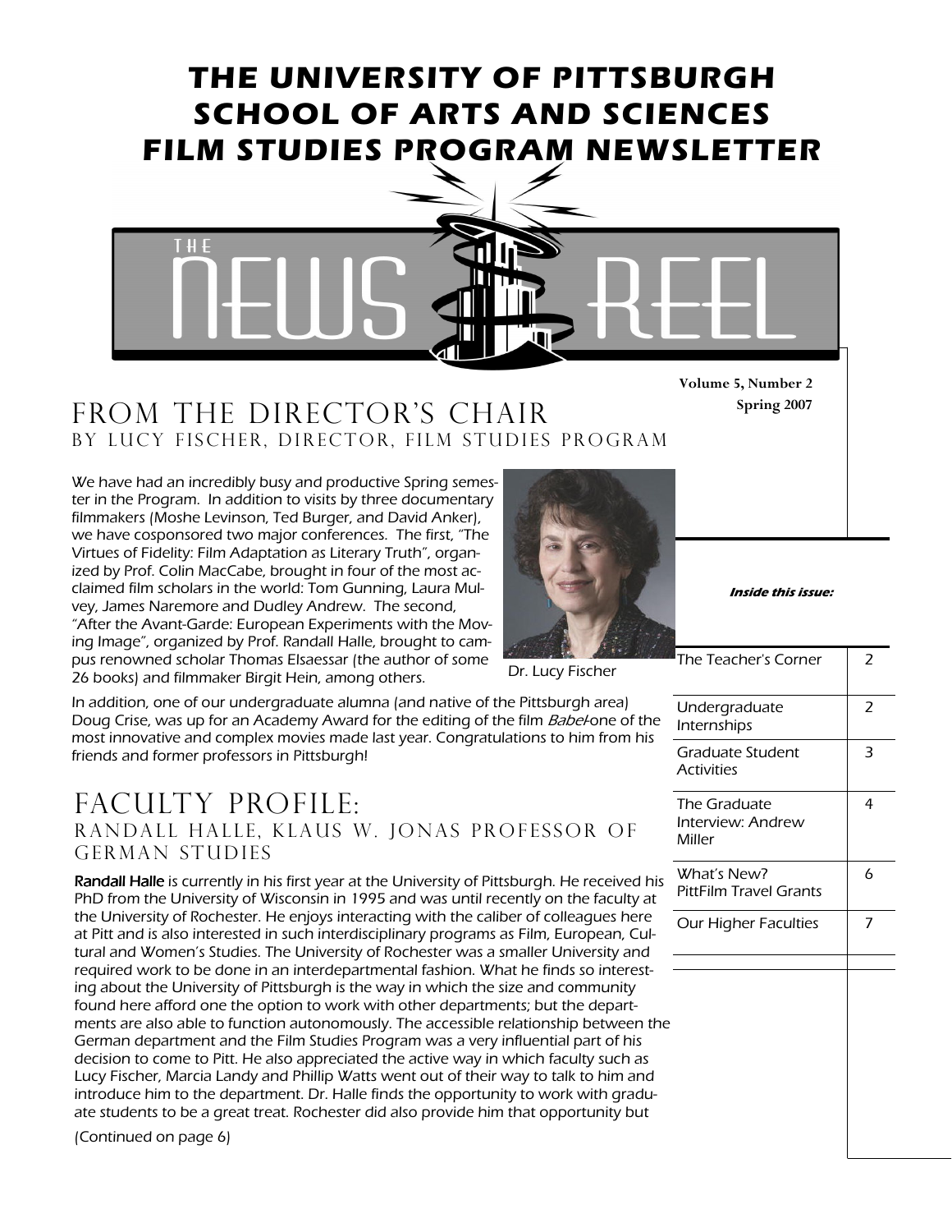# THE UNIVERSITY OF PITTSBURGH SCHOOL OF ARTS AND SCIENCES FILM STUDIES PROGRAM NEWSLETTER

THE NEWS REEL

**Volume 5, Number 2**
**Spring 2007**

## FROM THE DIRECTOR'S CHAIR

### BY LUCY FISCHER, DIRECTOR, FILM STUDIES PROGRAM

We have had an incredibly busy and productive Spring semester in the Program. In addition to visits by three documentary filmmakers (Moshe Levinson, Ted Burger, and David Anker), we have cosponsored two major conferences. The first, "The Virtues of Fidelity: Film Adaptation as Literary Truth", organized by Prof. Colin MacCabe, brought in four of the most acclaimed film scholars in the world: Tom Gunning, Laura Mulvey, James Naremore and Dudley Andrew. The second, "After the Avant-Garde: European Experiments with the Moving Image", organized by Prof. Randall Halle, brought to campus renowned scholar Thomas Elsaessar (the author of some 26 books) and filmmaker Birgit Hein, among others.

Dr. Lucy Fischer

In addition, one of our undergraduate alumna (and native of the Pittsburgh area) Doug Crise, was up for an Academy Award for the editing of the film *Babel*-one of the most innovative and complex movies made last year. Congratulations to him from his friends and former professors in Pittsburgh!

## FACULTY PROFILE:

### RANDALL HALLE, KLAUS W. JONAS PROFESSOR OF GERMAN STUDIES

**Randall Halle** is currently in his first year at the University of Pittsburgh. He received his PhD from the University of Wisconsin in 1995 and was until recently on the faculty at the University of Rochester. He enjoys interacting with the caliber of colleagues here at Pitt and is also interested in such interdisciplinary programs as Film, European, Cultural and Women's Studies. The University of Rochester was a smaller University and required work to be done in an interdepartmental fashion. What he finds so interesting about the University of Pittsburgh is the way in which the size and community found here afford one the option to work with other departments; but the departments are also able to function autonomously. The accessible relationship between the German department and the Film Studies Program was a very influential part of his decision to come to Pitt. He also appreciated the active way in which faculty such as Lucy Fischer, Marcia Landy and Phillip Watts went out of their way to talk to him and introduce him to the department. Dr. Halle finds the opportunity to work with graduate students to be a great treat. Rochester did also provide him that opportunity but

(Continued on page 6)

***Inside this issue:***

| | |
|---|---|
| The Teacher's Corner | 2 |
| Undergraduate Internships | 2 |
| Graduate Student Activities | 3 |
| The Graduate Interview: Andrew Miller | 4 |
| What's New? PittFilm Travel Grants | 6 |
| Our Higher Faculties | 7 |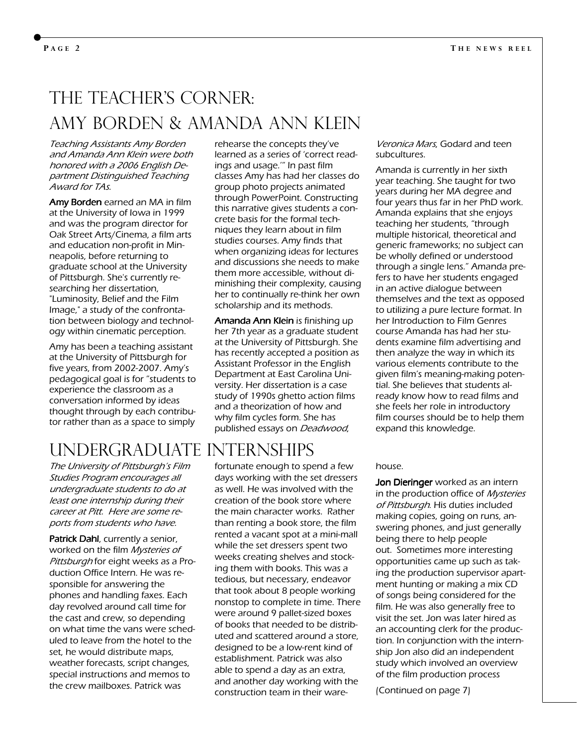# The Teacher's Corner: Amy Borden & Amanda Ann Klein

*Teaching Assistants Amy Borden and Amanda Ann Klein were both honored with a 2006 English Department Distinguished Teaching Award for TAs.*

**Amy Borden** earned an MA in film at the University of Iowa in 1999 and was the program director for Oak Street Arts/Cinema, a film arts and education non-profit in Minneapolis, before returning to graduate school at the University of Pittsburgh. She's currently researching her dissertation, "Luminosity, Belief and the Film Image," a study of the confrontation between biology and technology within cinematic perception.

Amy has been a teaching assistant at the University of Pittsburgh for five years, from 2002-2007. Amy's pedagogical goal is for "students to experience the classroom as a conversation informed by ideas thought through by each contributor rather than as a space to simply rehearse the concepts they've learned as a series of 'correct readings and usage.'" In past film classes Amy has had her classes do group photo projects animated through PowerPoint. Constructing this narrative gives students a concrete basis for the formal techniques they learn about in film studies courses. Amy finds that when organizing ideas for lectures and discussions she needs to make them more accessible, without diminishing their complexity, causing her to continually re-think her own scholarship and its methods.

**Amanda Ann Klein** is finishing up her 7th year as a graduate student at the University of Pittsburgh. She has recently accepted a position as Assistant Professor in the English Department at East Carolina University. Her dissertation is a case study of 1990s ghetto action films and a theorization of how and why film cycles form. She has published essays on *Deadwood*, *Veronica Mars*, Godard and teen subcultures.

Amanda is currently in her sixth year teaching. She taught for two years during her MA degree and four years thus far in her PhD work. Amanda explains that she enjoys teaching her students, "through multiple historical, theoretical and generic frameworks; no subject can be wholly defined or understood through a single lens." Amanda prefers to have her students engaged in an active dialogue between themselves and the text as opposed to utilizing a pure lecture format. In her Introduction to Film Genres course Amanda has had her students examine film advertising and then analyze the way in which its various elements contribute to the given film's meaning-making potential. She believes that students already know how to read films and she feels her role in introductory film courses should be to help them expand this knowledge.

# Undergraduate Internships

*The University of Pittsburgh's Film Studies Program encourages all undergraduate students to do at least one internship during their career at Pitt. Here are some reports from students who have.*

**Patrick Dahl**, currently a senior, worked on the film *Mysteries of Pittsburgh* for eight weeks as a Production Office Intern. He was responsible for answering the phones and handling faxes. Each day revolved around call time for the cast and crew, so depending on what time the vans were scheduled to leave from the hotel to the set, he would distribute maps, weather forecasts, script changes, special instructions and memos to the crew mailboxes. Patrick was fortunate enough to spend a few days working with the set dressers as well. He was involved with the creation of the book store where the main character works. Rather than renting a book store, the film rented a vacant spot at a mini-mall while the set dressers spent two weeks creating shelves and stocking them with books. This was a tedious, but necessary, endeavor that took about 8 people working nonstop to complete in time. There were around 9 pallet-sized boxes of books that needed to be distributed and scattered around a store, designed to be a low-rent kind of establishment. Patrick was also able to spend a day as an extra, and another day working with the construction team in their warehouse.

**Jon Dieringer** worked as an intern in the production office of *Mysteries of Pittsburgh*. His duties included making copies, going on runs, answering phones, and just generally being there to help people out. Sometimes more interesting opportunities came up such as taking the production supervisor apartment hunting or making a mix CD of songs being considered for the film. He was also generally free to visit the set. Jon was later hired as an accounting clerk for the production. In conjunction with the internship Jon also did an independent study which involved an overview of the film production process

(Continued on page 7)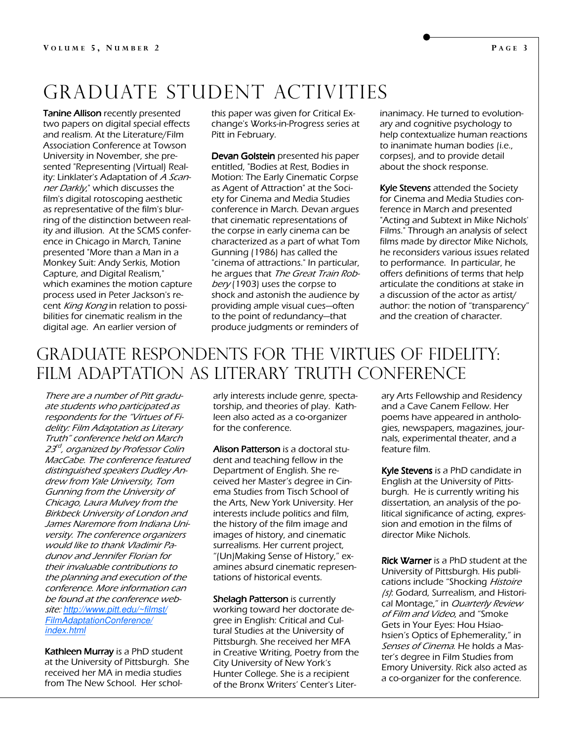# Graduate Student Activities

**Tanine Allison** recently presented two papers on digital special effects and realism. At the Literature/Film Association Conference at Towson University in November, she presented "Representing (Virtual) Reality: Linklater's Adaptation of *A Scanner Darkly*," which discusses the film's digital rotoscoping aesthetic as representative of the film's blurring of the distinction between reality and illusion. At the SCMS conference in Chicago in March, Tanine presented "More than a Man in a Monkey Suit: Andy Serkis, Motion Capture, and Digital Realism," which examines the motion capture process used in Peter Jackson's recent *King Kong* in relation to possibilities for cinematic realism in the digital age. An earlier version of this paper was given for Critical Exchange's Works-in-Progress series at Pitt in February.

**Devan Golstein** presented his paper entitled, "Bodies at Rest, Bodies in Motion: The Early Cinematic Corpse as Agent of Attraction" at the Society for Cinema and Media Studies conference in March. Devan argues that cinematic representations of the corpse in early cinema can be characterized as a part of what Tom Gunning (1986) has called the "cinema of attractions." In particular, he argues that *The Great Train Robbery* (1903) uses the corpse to shock and astonish the audience by providing ample visual cues—often to the point of redundancy—that produce judgments or reminders of inanimacy. He turned to evolutionary and cognitive psychology to help contextualize human reactions to inanimate human bodies (i.e., corpses), and to provide detail about the shock response.

**Kyle Stevens** attended the Society for Cinema and Media Studies conference in March and presented "Acting and Subtext in Mike Nichols' Films." Through an analysis of select films made by director Mike Nichols, he reconsiders various issues related to performance. In particular, he offers definitions of terms that help articulate the conditions at stake in a discussion of the actor as artist/author: the notion of "transparency" and the creation of character.

# Graduate Respondents for the Virtues of Fidelity: Film Adaptation as Literary Truth Conference

*There are a number of Pitt graduate students who participated as respondents for the "Virtues of Fidelity: Film Adaptation as Literary Truth" conference held on March 23rd, organized by Professor Colin MacCabe. The conference featured distinguished speakers Dudley Andrew from Yale University, Tom Gunning from the University of Chicago, Laura Mulvey from the Birkbeck University of London and James Naremore from Indiana University. The conference organizers would like to thank Vladimir Padunov and Jennifer Florian for their invaluable contributions to the planning and execution of the conference. More information can be found at the conference website: http://www.pitt.edu/~filmst/FilmAdaptationConference/index.html*

**Kathleen Murray** is a PhD student at the University of Pittsburgh. She received her MA in media studies from The New School. Her scholarly interests include genre, spectatorship, and theories of play. Kathleen also acted as a co-organizer for the conference.

**Alison Patterson** is a doctoral student and teaching fellow in the Department of English. She received her Master's degree in Cinema Studies from Tisch School of the Arts, New York University. Her interests include politics and film, the history of the film image and images of history, and cinematic surrealisms. Her current project, "(Un)Making Sense of History," examines absurd cinematic representations of historical events.

**Shelagh Patterson** is currently working toward her doctorate degree in English: Critical and Cultural Studies at the University of Pittsburgh. She received her MFA in Creative Writing, Poetry from the City University of New York's Hunter College. She is a recipient of the Bronx Writers' Center's Literary Arts Fellowship and Residency and a Cave Canem Fellow. Her poems have appeared in anthologies, newspapers, magazines, journals, experimental theater, and a feature film.

**Kyle Stevens** is a PhD candidate in English at the University of Pittsburgh. He is currently writing his dissertation, an analysis of the political significance of acting, expression and emotion in the films of director Mike Nichols.

**Rick Warner** is a PhD student at the University of Pittsburgh. His publications include "Shocking *Histoire (s)*: Godard, Surrealism, and Historical Montage," in *Quarterly Review of Film and Video*, and "Smoke Gets in Your Eyes: Hou Hsiao-hsien's Optics of Ephemerality," in *Senses of Cinema*. He holds a Master's degree in Film Studies from Emory University. Rick also acted as a co-organizer for the conference.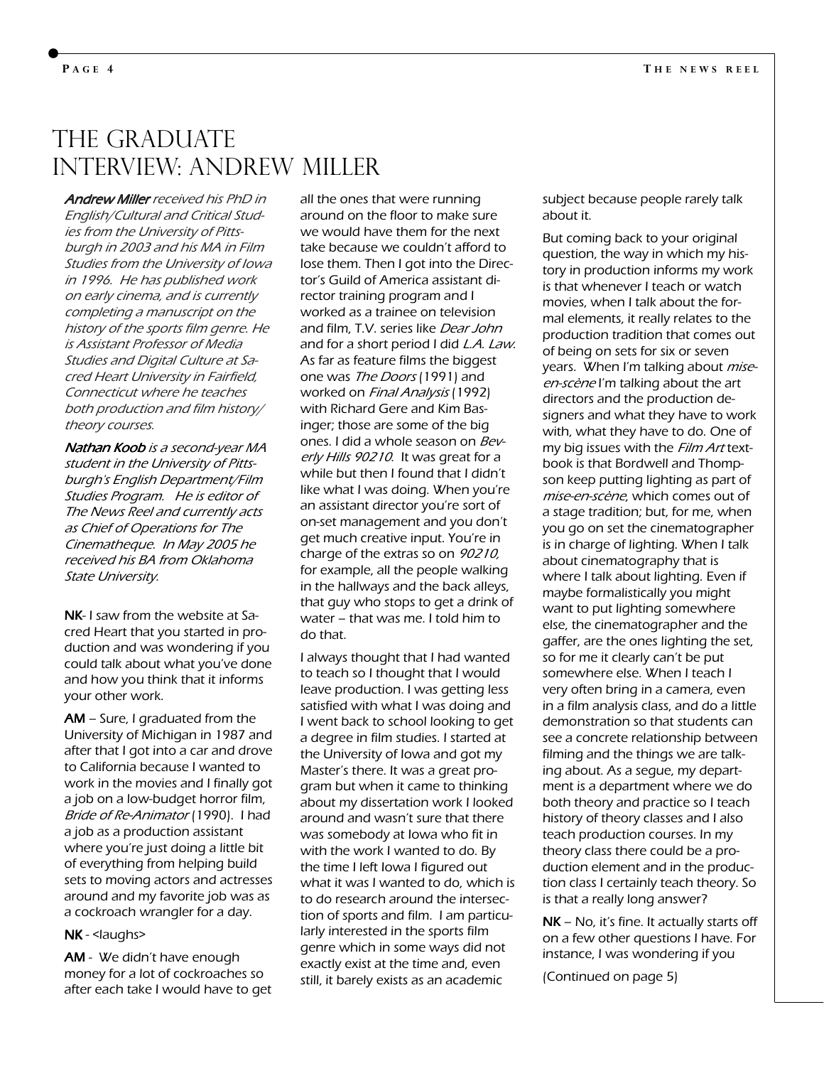# The Graduate Interview: Andrew Miller

***Andrew Miller*** *received his PhD in English/Cultural and Critical Studies from the University of Pittsburgh in 2003 and his MA in Film Studies from the University of Iowa in 1996. He has published work on early cinema, and is currently completing a manuscript on the history of the sports film genre. He is Assistant Professor of Media Studies and Digital Culture at Sacred Heart University in Fairfield, Connecticut where he teaches both production and film history/theory courses.*

***Nathan Koob*** *is a second-year MA student in the University of Pittsburgh's English Department/Film Studies Program. He is editor of The News Reel and currently acts as Chief of Operations for The Cinematheque. In May 2005 he received his BA from Oklahoma State University.*

**NK**- I saw from the website at Sacred Heart that you started in production and was wondering if you could talk about what you've done and how you think that it informs your other work.

**AM** – Sure, I graduated from the University of Michigan in 1987 and after that I got into a car and drove to California because I wanted to work in the movies and I finally got a job on a low-budget horror film, *Bride of Re-Animator* (1990). I had a job as a production assistant where you're just doing a little bit of everything from helping build sets to moving actors and actresses around and my favorite job was as a cockroach wrangler for a day.

**NK** - <laughs>

**AM** - We didn't have enough money for a lot of cockroaches so after each take I would have to get all the ones that were running around on the floor to make sure we would have them for the next take because we couldn't afford to lose them. Then I got into the Director's Guild of America assistant director training program and I worked as a trainee on television and film, T.V. series like *Dear John* and for a short period I did *L.A. Law*. As far as feature films the biggest one was *The Doors* (1991) and worked on *Final Analysis* (1992) with Richard Gere and Kim Basinger; those are some of the big ones. I did a whole season on *Beverly Hills 90210*. It was great for a while but then I found that I didn't like what I was doing. When you're an assistant director you're sort of on-set management and you don't get much creative input. You're in charge of the extras so on *90210*, for example, all the people walking in the hallways and the back alleys, that guy who stops to get a drink of water – that was me. I told him to do that.

I always thought that I had wanted to teach so I thought that I would leave production. I was getting less satisfied with what I was doing and I went back to school looking to get a degree in film studies. I started at the University of Iowa and got my Master's there. It was a great program but when it came to thinking about my dissertation work I looked around and wasn't sure that there was somebody at Iowa who fit in with the work I wanted to do. By the time I left Iowa I figured out what it was I wanted to do, which is to do research around the intersection of sports and film. I am particularly interested in the sports film genre which in some ways did not exactly exist at the time and, even still, it barely exists as an academic subject because people rarely talk about it.

But coming back to your original question, the way in which my history in production informs my work is that whenever I teach or watch movies, when I talk about the formal elements, it really relates to the production tradition that comes out of being on sets for six or seven years. When I'm talking about *mise-en-scène* I'm talking about the art directors and the production designers and what they have to work with, what they have to do. One of my big issues with the *Film Art* textbook is that Bordwell and Thompson keep putting lighting as part of *mise-en-scène*, which comes out of a stage tradition; but, for me, when you go on set the cinematographer is in charge of lighting. When I talk about cinematography that is where I talk about lighting. Even if maybe formalistically you might want to put lighting somewhere else, the cinematographer and the gaffer, are the ones lighting the set, so for me it clearly can't be put somewhere else. When I teach I very often bring in a camera, even in a film analysis class, and do a little demonstration so that students can see a concrete relationship between filming and the things we are talking about. As a segue, my department is a department where we do both theory and practice so I teach history of theory classes and I also teach production courses. In my theory class there could be a production element and in the production class I certainly teach theory. So is that a really long answer?

**NK** – No, it's fine. It actually starts off on a few other questions I have. For instance, I was wondering if you

(Continued on page 5)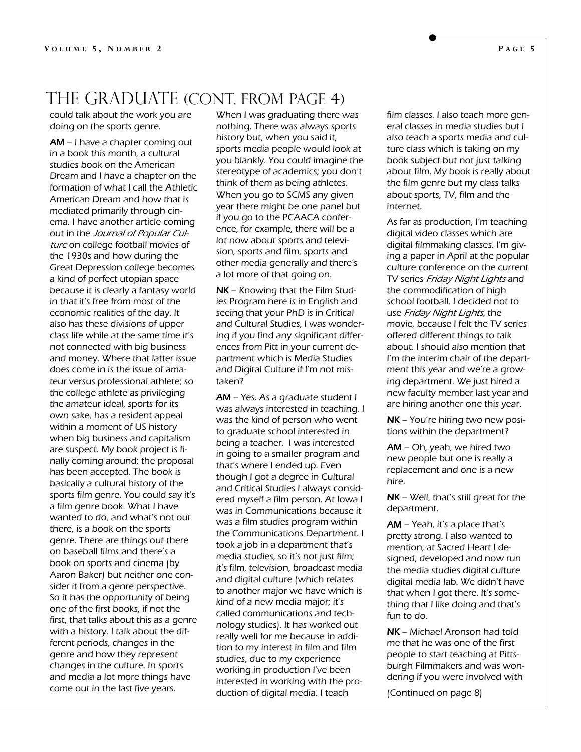# The Graduate (cont. from page 4)

could talk about the work you are doing on the sports genre.

**AM** – I have a chapter coming out in a book this month, a cultural studies book on the American Dream and I have a chapter on the formation of what I call the Athletic American Dream and how that is mediated primarily through cinema. I have another article coming out in the *Journal of Popular Culture* on college football movies of the 1930s and how during the Great Depression college becomes a kind of perfect utopian space because it is clearly a fantasy world in that it's free from most of the economic realities of the day. It also has these divisions of upper class life while at the same time it's not connected with big business and money. Where that latter issue does come in is the issue of amateur versus professional athlete; so the college athlete as privileging the amateur ideal, sports for its own sake, has a resident appeal within a moment of US history when big business and capitalism are suspect. My book project is finally coming around; the proposal has been accepted. The book is basically a cultural history of the sports film genre. You could say it's a film genre book. What I have wanted to do, and what's not out there, is a book on the sports genre. There are things out there on baseball films and there's a book on sports and cinema (by Aaron Baker) but neither one consider it from a genre perspective. So it has the opportunity of being one of the first books, if not the first, that talks about this as a genre with a history. I talk about the different periods, changes in the genre and how they represent changes in the culture. In sports and media a lot more things have come out in the last five years. When I was graduating there was nothing. There was always sports history but, when you said it, sports media people would look at you blankly. You could imagine the stereotype of academics; you don't think of them as being athletes. When you go to SCMS any given year there might be one panel but if you go to the PCAACA conference, for example, there will be a lot now about sports and television, sports and film, sports and other media generally and there's a lot more of that going on.

**NK** – Knowing that the Film Studies Program here is in English and seeing that your PhD is in Critical and Cultural Studies, I was wondering if you find any significant differences from Pitt in your current department which is Media Studies and Digital Culture if I'm not mistaken?

**AM** – Yes. As a graduate student I was always interested in teaching. I was the kind of person who went to graduate school interested in being a teacher. I was interested in going to a smaller program and that's where I ended up. Even though I got a degree in Cultural and Critical Studies I always considered myself a film person. At Iowa I was in Communications because it was a film studies program within the Communications Department. I took a job in a department that's media studies, so it's not just film; it's film, television, broadcast media and digital culture (which relates to another major we have which is kind of a new media major; it's called communications and technology studies). It has worked out really well for me because in addition to my interest in film and film studies, due to my experience working in production I've been interested in working with the production of digital media. I teach film classes. I also teach more general classes in media studies but I also teach a sports media and culture class which is taking on my book subject but not just talking about film. My book is really about the film genre but my class talks about sports, TV, film and the internet.

As far as production, I'm teaching digital video classes which are digital filmmaking classes. I'm giving a paper in April at the popular culture conference on the current TV series *Friday Night Lights* and the commodification of high school football. I decided not to use *Friday Night Lights*, the movie, because I felt the TV series offered different things to talk about. I should also mention that I'm the interim chair of the department this year and we're a growing department. We just hired a new faculty member last year and are hiring another one this year.

**NK** – You're hiring two new positions within the department?

**AM** – Oh, yeah, we hired two new people but one is really a replacement and one is a new hire.

**NK** – Well, that's still great for the department.

**AM** – Yeah, it's a place that's pretty strong. I also wanted to mention, at Sacred Heart I designed, developed and now run the media studies digital culture digital media lab. We didn't have that when I got there. It's something that I like doing and that's fun to do.

**NK** – Michael Aronson had told me that he was one of the first people to start teaching at Pittsburgh Filmmakers and was wondering if you were involved with

(Continued on page 8)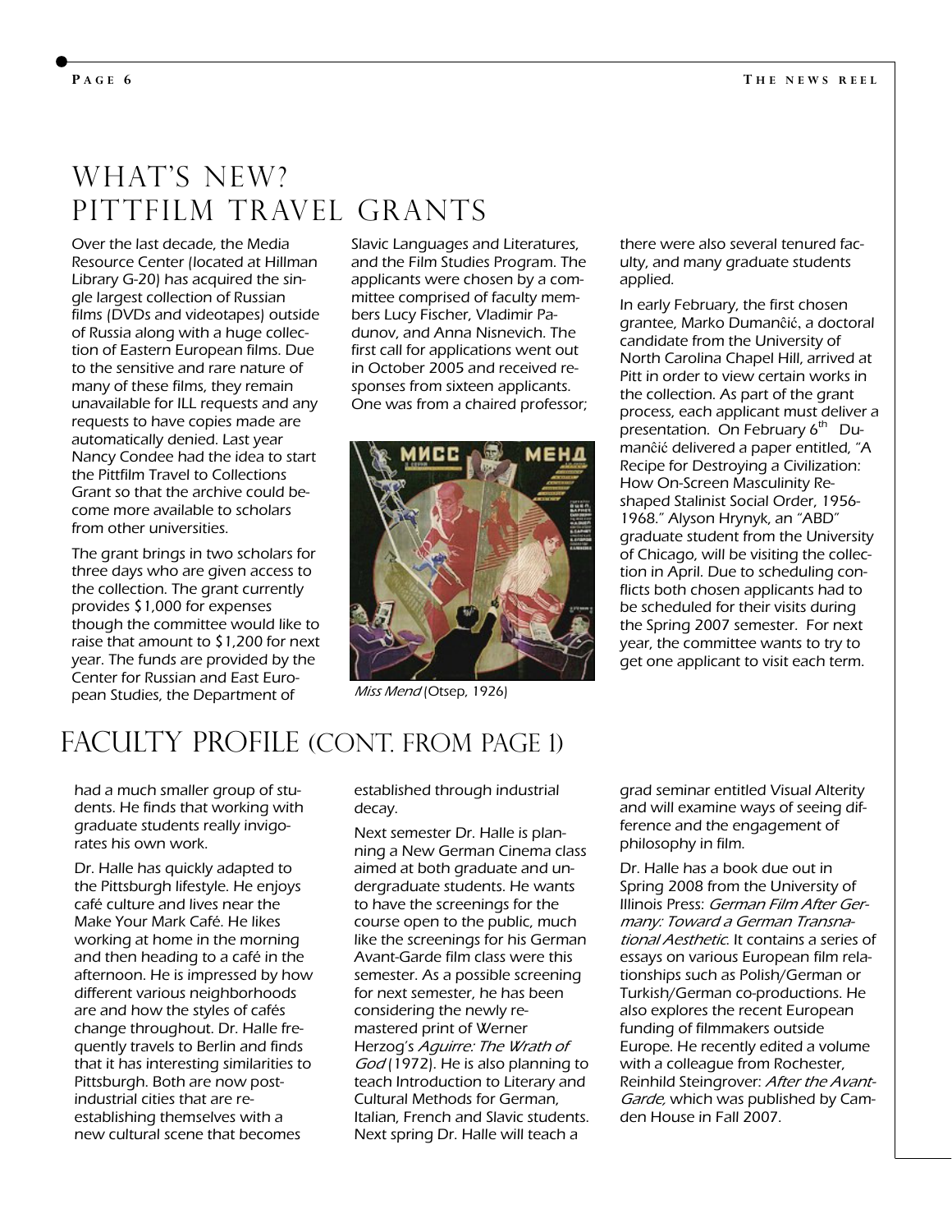# WHAT'S NEW? PITTFILM TRAVEL GRANTS

Over the last decade, the Media Resource Center (located at Hillman Library G-20) has acquired the single largest collection of Russian films (DVDs and videotapes) outside of Russia along with a huge collection of Eastern European films. Due to the sensitive and rare nature of many of these films, they remain unavailable for ILL requests and any requests to have copies made are automatically denied. Last year Nancy Condee had the idea to start the Pittfilm Travel to Collections Grant so that the archive could become more available to scholars from other universities.

The grant brings in two scholars for three days who are given access to the collection. The grant currently provides $1,000 for expenses though the committee would like to raise that amount to $1,200 for next year. The funds are provided by the Center for Russian and East European Studies, the Department of Slavic Languages and Literatures, and the Film Studies Program. The applicants were chosen by a committee comprised of faculty members Lucy Fischer, Vladimir Padunov, and Anna Nisnevich. The first call for applications went out in October 2005 and received responses from sixteen applicants. One was from a chaired professor; there were also several tenured faculty, and many graduate students applied.

*Miss Mend* (Otsep, 1926)

In early February, the first chosen grantee, Marko Dumanĉić, a doctoral candidate from the University of North Carolina Chapel Hill, arrived at Pitt in order to view certain works in the collection. As part of the grant process, each applicant must deliver a presentation. On February 6th Dumanĉić delivered a paper entitled, "A Recipe for Destroying a Civilization: How On-Screen Masculinity Reshaped Stalinist Social Order, 1956-1968." Alyson Hrynyk, an "ABD" graduate student from the University of Chicago, will be visiting the collection in April. Due to scheduling conflicts both chosen applicants had to be scheduled for their visits during the Spring 2007 semester. For next year, the committee wants to try to get one applicant to visit each term.

# FACULTY PROFILE (CONT. FROM PAGE 1)

had a much smaller group of students. He finds that working with graduate students really invigorates his own work.

Dr. Halle has quickly adapted to the Pittsburgh lifestyle. He enjoys café culture and lives near the Make Your Mark Café. He likes working at home in the morning and then heading to a café in the afternoon. He is impressed by how different various neighborhoods are and how the styles of cafés change throughout. Dr. Halle frequently travels to Berlin and finds that it has interesting similarities to Pittsburgh. Both are now post-industrial cities that are re-establishing themselves with a new cultural scene that becomes established through industrial decay.

Next semester Dr. Halle is planning a New German Cinema class aimed at both graduate and undergraduate students. He wants to have the screenings for the course open to the public, much like the screenings for his German Avant-Garde film class were this semester. As a possible screening for next semester, he has been considering the newly remastered print of Werner Herzog's *Aguirre: The Wrath of God* (1972). He is also planning to teach Introduction to Literary and Cultural Methods for German, Italian, French and Slavic students. Next spring Dr. Halle will teach a grad seminar entitled Visual Alterity and will examine ways of seeing difference and the engagement of philosophy in film.

Dr. Halle has a book due out in Spring 2008 from the University of Illinois Press: *German Film After Germany: Toward a German Transnational Aesthetic*. It contains a series of essays on various European film relationships such as Polish/German or Turkish/German co-productions. He also explores the recent European funding of filmmakers outside Europe. He recently edited a volume with a colleague from Rochester, Reinhild Steingrover: *After the Avant-Garde*, which was published by Camden House in Fall 2007.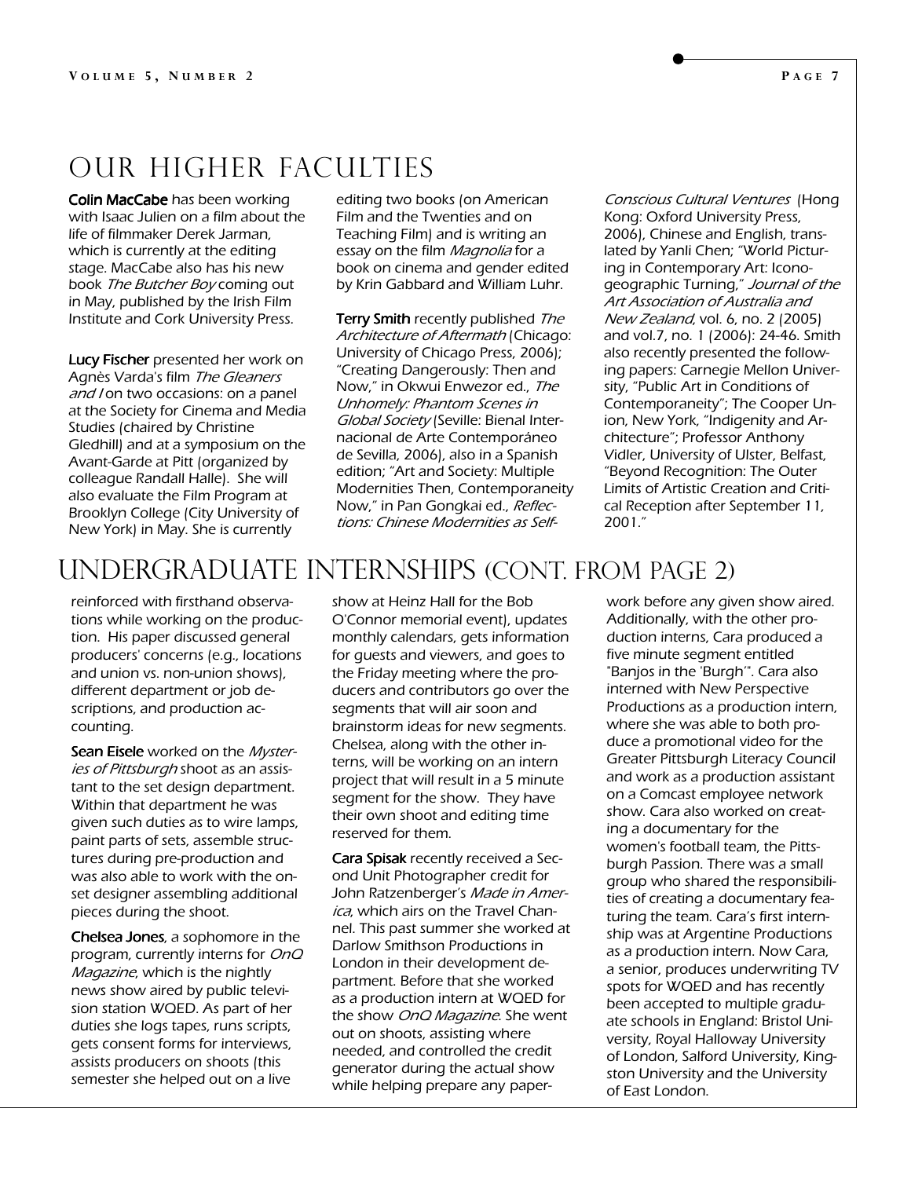# Our Higher Faculties

**Colin MacCabe** has been working with Isaac Julien on a film about the life of filmmaker Derek Jarman, which is currently at the editing stage. MacCabe also has his new book *The Butcher Boy* coming out in May, published by the Irish Film Institute and Cork University Press.

**Lucy Fischer** presented her work on Agnès Varda's film *The Gleaners and I* on two occasions: on a panel at the Society for Cinema and Media Studies (chaired by Christine Gledhill) and at a symposium on the Avant-Garde at Pitt (organized by colleague Randall Halle). She will also evaluate the Film Program at Brooklyn College (City University of New York) in May. She is currently editing two books (on American Film and the Twenties and on Teaching Film) and is writing an essay on the film *Magnolia* for a book on cinema and gender edited by Krin Gabbard and William Luhr.

**Terry Smith** recently published *The Architecture of Aftermath* (Chicago: University of Chicago Press, 2006); "Creating Dangerously: Then and Now," in Okwui Enwezor ed., *The Unhomely: Phantom Scenes in Global Society* (Seville: Bienal Internacional de Arte Contemporáneo de Sevilla, 2006), also in a Spanish edition; "Art and Society: Multiple Modernities Then, Contemporaneity Now," in Pan Gongkai ed., *Reflections: Chinese Modernities as Self-Conscious Cultural Ventures* (Hong Kong: Oxford University Press, 2006), Chinese and English, translated by Yanli Chen; "World Picturing in Contemporary Art: Iconogeographic Turning," *Journal of the Art Association of Australia and New Zealand*, vol. 6, no. 2 (2005) and vol.7, no. 1 (2006): 24-46. Smith also recently presented the following papers: Carnegie Mellon University, "Public Art in Conditions of Contemporaneity"; The Cooper Union, New York, "Indigenity and Architecture"; Professor Anthony Vidler, University of Ulster, Belfast, "Beyond Recognition: The Outer Limits of Artistic Creation and Critical Reception after September 11, 2001."

# Undergraduate Internships (cont. from page 2)

reinforced with firsthand observations while working on the production. His paper discussed general producers' concerns (e.g., locations and union vs. non-union shows), different department or job descriptions, and production accounting.

**Sean Eisele** worked on the *Mysteries of Pittsburgh* shoot as an assistant to the set design department. Within that department he was given such duties as to wire lamps, paint parts of sets, assemble structures during pre-production and was also able to work with the on-set designer assembling additional pieces during the shoot.

**Chelsea Jones**, a sophomore in the program, currently interns for *OnQ Magazine*, which is the nightly news show aired by public television station WQED. As part of her duties she logs tapes, runs scripts, gets consent forms for interviews, assists producers on shoots (this semester she helped out on a live show at Heinz Hall for the Bob O'Connor memorial event), updates monthly calendars, gets information for guests and viewers, and goes to the Friday meeting where the producers and contributors go over the segments that will air soon and brainstorm ideas for new segments. Chelsea, along with the other interns, will be working on an intern project that will result in a 5 minute segment for the show. They have their own shoot and editing time reserved for them.

**Cara Spisak** recently received a Second Unit Photographer credit for John Ratzenberger's *Made in America*, which airs on the Travel Channel. This past summer she worked at Darlow Smithson Productions in London in their development department. Before that she worked as a production intern at WQED for the show *OnQ Magazine*. She went out on shoots, assisting where needed, and controlled the credit generator during the actual show while helping prepare any paperwork before any given show aired. Additionally, with the other production interns, Cara produced a five minute segment entitled "Banjos in the 'Burgh'". Cara also interned with New Perspective Productions as a production intern, where she was able to both produce a promotional video for the Greater Pittsburgh Literacy Council and work as a production assistant on a Comcast employee network show. Cara also worked on creating a documentary for the women's football team, the Pittsburgh Passion. There was a small group who shared the responsibilities of creating a documentary featuring the team. Cara's first internship was at Argentine Productions as a production intern. Now Cara, a senior, produces underwriting TV spots for WQED and has recently been accepted to multiple graduate schools in England: Bristol University, Royal Halloway University of London, Salford University, Kingston University and the University of East London.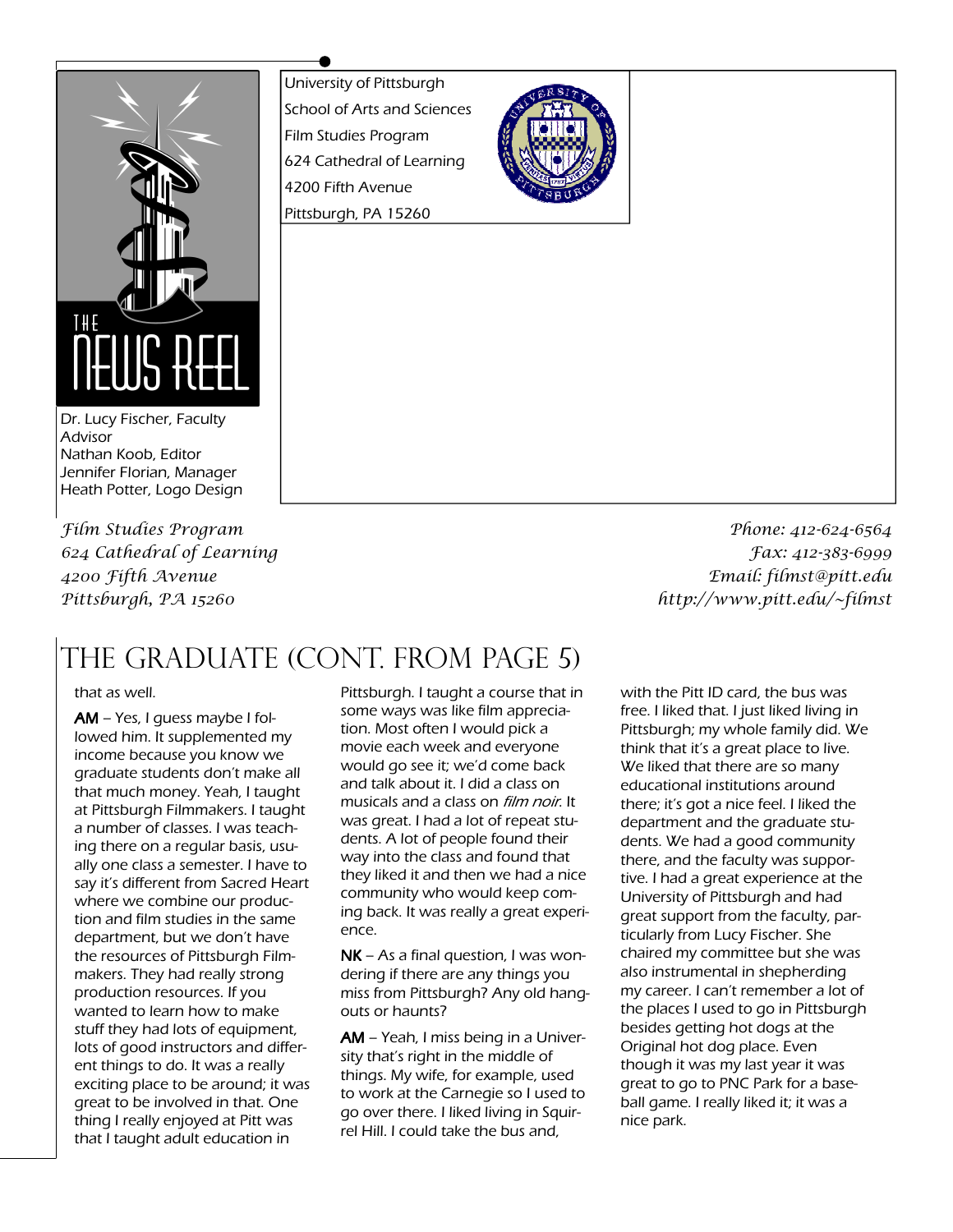THE NEWS REEL

Dr. Lucy Fischer, Faculty Advisor
Nathan Koob, Editor
Jennifer Florian, Manager
Heath Potter, Logo Design

University of Pittsburgh
School of Arts and Sciences
Film Studies Program
624 Cathedral of Learning
4200 Fifth Avenue
Pittsburgh, PA 15260

*Film Studies Program*
*624 Cathedral of Learning*
*4200 Fifth Avenue*
*Pittsburgh, PA 15260*

*Phone: 412-624-6564*
*Fax: 412-383-6999*
*Email: filmst@pitt.edu*
*http://www.pitt.edu/~filmst*

# THE GRADUATE (CONT. FROM PAGE 5)

that as well.

**AM** – Yes, I guess maybe I followed him. It supplemented my income because you know we graduate students don't make all that much money. Yeah, I taught at Pittsburgh Filmmakers. I taught a number of classes. I was teaching there on a regular basis, usually one class a semester. I have to say it's different from Sacred Heart where we combine our production and film studies in the same department, but we don't have the resources of Pittsburgh Filmmakers. They had really strong production resources. If you wanted to learn how to make stuff they had lots of equipment, lots of good instructors and different things to do. It was a really exciting place to be around; it was great to be involved in that. One thing I really enjoyed at Pitt was that I taught adult education in Pittsburgh. I taught a course that in some ways was like film appreciation. Most often I would pick a movie each week and everyone would go see it; we'd come back and talk about it. I did a class on musicals and a class on *film noir*. It was great. I had a lot of repeat students. A lot of people found their way into the class and found that they liked it and then we had a nice community who would keep coming back. It was really a great experience.

**NK** – As a final question, I was wondering if there are any things you miss from Pittsburgh? Any old hangouts or haunts?

**AM** – Yeah, I miss being in a University that's right in the middle of things. My wife, for example, used to work at the Carnegie so I used to go over there. I liked living in Squirrel Hill. I could take the bus and, with the Pitt ID card, the bus was free. I liked that. I just liked living in Pittsburgh; my whole family did. We think that it's a great place to live. We liked that there are so many educational institutions around there; it's got a nice feel. I liked the department and the graduate students. We had a good community there, and the faculty was supportive. I had a great experience at the University of Pittsburgh and had great support from the faculty, particularly from Lucy Fischer. She chaired my committee but she was also instrumental in shepherding my career. I can't remember a lot of the places I used to go in Pittsburgh besides getting hot dogs at the Original hot dog place. Even though it was my last year it was great to go to PNC Park for a baseball game. I really liked it; it was a nice park.